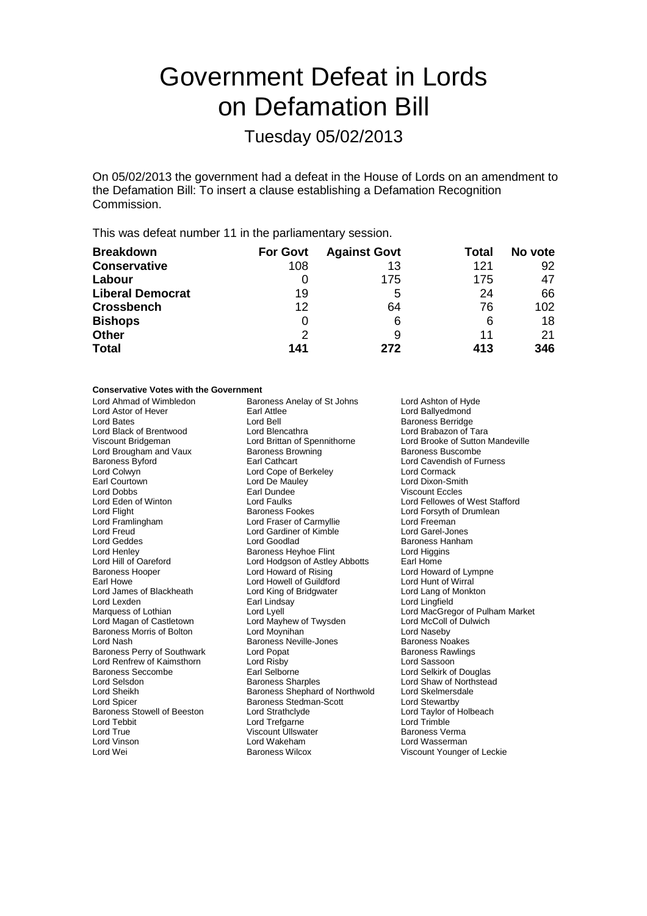# Government Defeat in Lords on Defamation Bill

## Tuesday 05/02/2013

On 05/02/2013 the government had a defeat in the House of Lords on an amendment to the Defamation Bill: To insert a clause establishing a Defamation Recognition Commission.

This was defeat number 11 in the parliamentary session.

| Breakdown | For Govt | Against Govt | Total | No vote |
|---|---|---|---|---|
| **Conservative** | 108 | 13 | 121 | 92 |
| **Labour** | 0 | 175 | 175 | 47 |
| **Liberal Democrat** | 19 | 5 | 24 | 66 |
| **Crossbench** | 12 | 64 | 76 | 102 |
| **Bishops** | 0 | 6 | 6 | 18 |
| **Other** | 2 | 9 | 11 | 21 |
| **Total** | 141 | 272 | 413 | 346 |

**Conservative Votes with the Government**

Lord Ahmad of Wimbledon
Baroness Anelay of St Johns
Lord Ashton of Hyde
Lord Astor of Hever
Earl Attlee
Lord Ballyedmond
Lord Bates
Lord Bell
Baroness Berridge
Lord Black of Brentwood
Lord Blencathra
Lord Brabazon of Tara
Viscount Bridgeman
Lord Brittan of Spennithorne
Lord Brooke of Sutton Mandeville
Lord Brougham and Vaux
Baroness Browning
Baroness Buscombe
Baroness Byford
Earl Cathcart
Lord Cavendish of Furness
Lord Colwyn
Lord Cope of Berkeley
Lord Cormack
Earl Courtown
Lord De Mauley
Lord Dixon-Smith
Lord Dobbs
Earl Dundee
Viscount Eccles
Lord Eden of Winton
Lord Faulks
Lord Fellowes of West Stafford
Lord Flight
Baroness Fookes
Lord Forsyth of Drumlean
Lord Framlingham
Lord Fraser of Carmyllie
Lord Freeman
Lord Freud
Lord Gardiner of Kimble
Lord Garel-Jones
Lord Geddes
Lord Goodlad
Baroness Hanham
Lord Henley
Baroness Heyhoe Flint
Lord Higgins
Lord Hill of Oareford
Lord Hodgson of Astley Abbotts
Earl Home
Baroness Hooper
Lord Howard of Rising
Lord Howard of Lympne
Earl Howe
Lord Howell of Guildford
Lord Hunt of Wirral
Lord James of Blackheath
Lord King of Bridgwater
Lord Lang of Monkton
Lord Lexden
Earl Lindsay
Lord Lingfield
Marquess of Lothian
Lord Lyell
Lord MacGregor of Pulham Market
Lord Magan of Castletown
Lord Mayhew of Twysden
Lord McColl of Dulwich
Baroness Morris of Bolton
Lord Moynihan
Lord Naseby
Lord Nash
Baroness Neville-Jones
Baroness Noakes
Baroness Perry of Southwark
Lord Popat
Baroness Rawlings
Lord Renfrew of Kaimsthorn
Lord Risby
Lord Sassoon
Baroness Seccombe
Earl Selborne
Lord Selkirk of Douglas
Lord Selsdon
Baroness Sharples
Lord Shaw of Northstead
Lord Sheikh
Baroness Shephard of Northwold
Lord Skelmersdale
Lord Spicer
Baroness Stedman-Scott
Lord Stewartby
Baroness Stowell of Beeston
Lord Strathclyde
Lord Taylor of Holbeach
Lord Tebbit
Lord Trefgarne
Lord Trimble
Lord True
Viscount Ullswater
Baroness Verma
Lord Vinson
Lord Wakeham
Lord Wasserman
Lord Wei
Baroness Wilcox
Viscount Younger of Leckie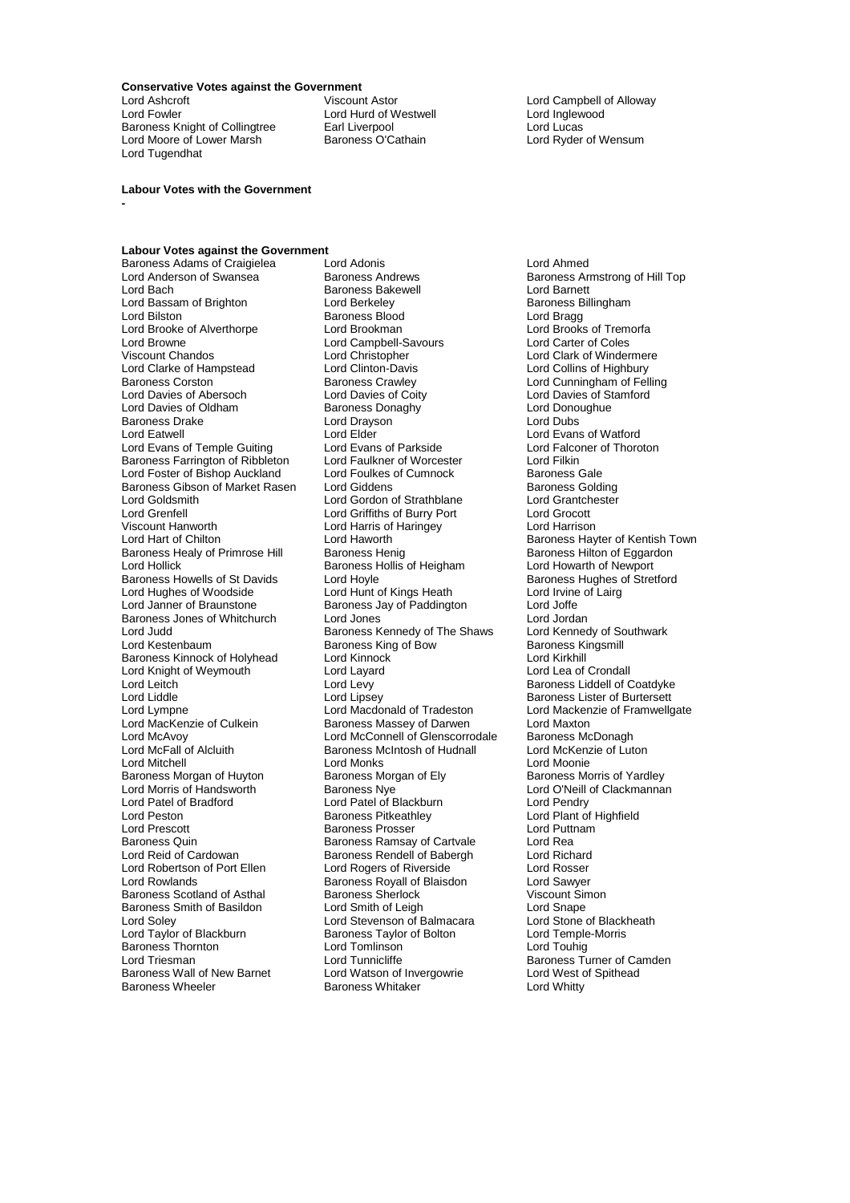**Conservative Votes against the Government**

Lord Ashcroft
Viscount Astor
Lord Campbell of Alloway
Lord Fowler
Lord Hurd of Westwell
Lord Inglewood
Baroness Knight of Collingtree
Earl Liverpool
Lord Lucas
Lord Moore of Lower Marsh
Baroness O'Cathain
Lord Ryder of Wensum
Lord Tugendhat

**Labour Votes with the Government**

-

**Labour Votes against the Government**

Baroness Adams of Craigielea
Lord Adonis
Lord Ahmed
Lord Anderson of Swansea
Baroness Andrews
Baroness Armstrong of Hill Top
Lord Bach
Baroness Bakewell
Lord Barnett
Lord Bassam of Brighton
Lord Berkeley
Baroness Billingham
Lord Bilston
Baroness Blood
Lord Bragg
Lord Brooke of Alverthorpe
Lord Brookman
Lord Brooks of Tremorfa
Lord Browne
Lord Campbell-Savours
Lord Carter of Coles
Viscount Chandos
Lord Christopher
Lord Clark of Windermere
Lord Clarke of Hampstead
Lord Clinton-Davis
Lord Collins of Highbury
Baroness Corston
Baroness Crawley
Lord Cunningham of Felling
Lord Davies of Abersoch
Lord Davies of Coity
Lord Davies of Stamford
Lord Davies of Oldham
Baroness Donaghy
Lord Donoughue
Baroness Drake
Lord Drayson
Lord Dubs
Lord Eatwell
Lord Elder
Lord Evans of Watford
Lord Evans of Temple Guiting
Lord Evans of Parkside
Lord Falconer of Thoroton
Baroness Farrington of Ribbleton
Lord Faulkner of Worcester
Lord Filkin
Lord Foster of Bishop Auckland
Lord Foulkes of Cumnock
Baroness Gale
Baroness Gibson of Market Rasen
Lord Giddens
Baroness Golding
Lord Goldsmith
Lord Gordon of Strathblane
Lord Grantchester
Lord Grenfell
Lord Griffiths of Burry Port
Lord Grocott
Viscount Hanworth
Lord Harris of Haringey
Lord Harrison
Lord Hart of Chilton
Lord Haworth
Baroness Hayter of Kentish Town
Baroness Healy of Primrose Hill
Baroness Henig
Baroness Hilton of Eggardon
Lord Hollick
Baroness Hollis of Heigham
Lord Howarth of Newport
Baroness Howells of St Davids
Lord Hoyle
Baroness Hughes of Stretford
Lord Hughes of Woodside
Lord Hunt of Kings Heath
Lord Irvine of Lairg
Lord Janner of Braunstone
Baroness Jay of Paddington
Lord Joffe
Baroness Jones of Whitchurch
Lord Jones
Lord Jordan
Lord Judd
Baroness Kennedy of The Shaws
Lord Kennedy of Southwark
Lord Kestenbaum
Baroness King of Bow
Baroness Kingsmill
Baroness Kinnock of Holyhead
Lord Kinnock
Lord Kirkhill
Lord Knight of Weymouth
Lord Layard
Lord Lea of Crondall
Lord Leitch
Lord Levy
Baroness Liddell of Coatdyke
Lord Liddle
Lord Lipsey
Baroness Lister of Burtersett
Lord Lympne
Lord Macdonald of Tradeston
Lord Mackenzie of Framwellgate
Lord MacKenzie of Culkein
Baroness Massey of Darwen
Lord Maxton
Lord McAvoy
Lord McConnell of Glenscorrodale
Baroness McDonagh
Lord McFall of Alcluith
Baroness McIntosh of Hudnall
Lord McKenzie of Luton
Lord Mitchell
Lord Monks
Lord Moonie
Baroness Morgan of Huyton
Baroness Morgan of Ely
Baroness Morris of Yardley
Lord Morris of Handsworth
Baroness Nye
Lord O'Neill of Clackmannan
Lord Patel of Bradford
Lord Patel of Blackburn
Lord Pendry
Lord Peston
Baroness Pitkeathley
Lord Plant of Highfield
Lord Prescott
Baroness Prosser
Lord Puttnam
Baroness Quin
Baroness Ramsay of Cartvale
Lord Rea
Lord Reid of Cardowan
Baroness Rendell of Babergh
Lord Richard
Lord Robertson of Port Ellen
Lord Rogers of Riverside
Lord Rosser
Lord Rowlands
Baroness Royall of Blaisdon
Lord Sawyer
Baroness Scotland of Asthal
Baroness Sherlock
Viscount Simon
Baroness Smith of Basildon
Lord Smith of Leigh
Lord Snape
Lord Soley
Lord Stevenson of Balmacara
Lord Stone of Blackheath
Lord Taylor of Blackburn
Baroness Taylor of Bolton
Lord Temple-Morris
Baroness Thornton
Lord Tomlinson
Lord Touhig
Lord Triesman
Lord Tunnicliffe
Baroness Turner of Camden
Baroness Wall of New Barnet
Lord Watson of Invergowrie
Lord West of Spithead
Baroness Wheeler
Baroness Whitaker
Lord Whitty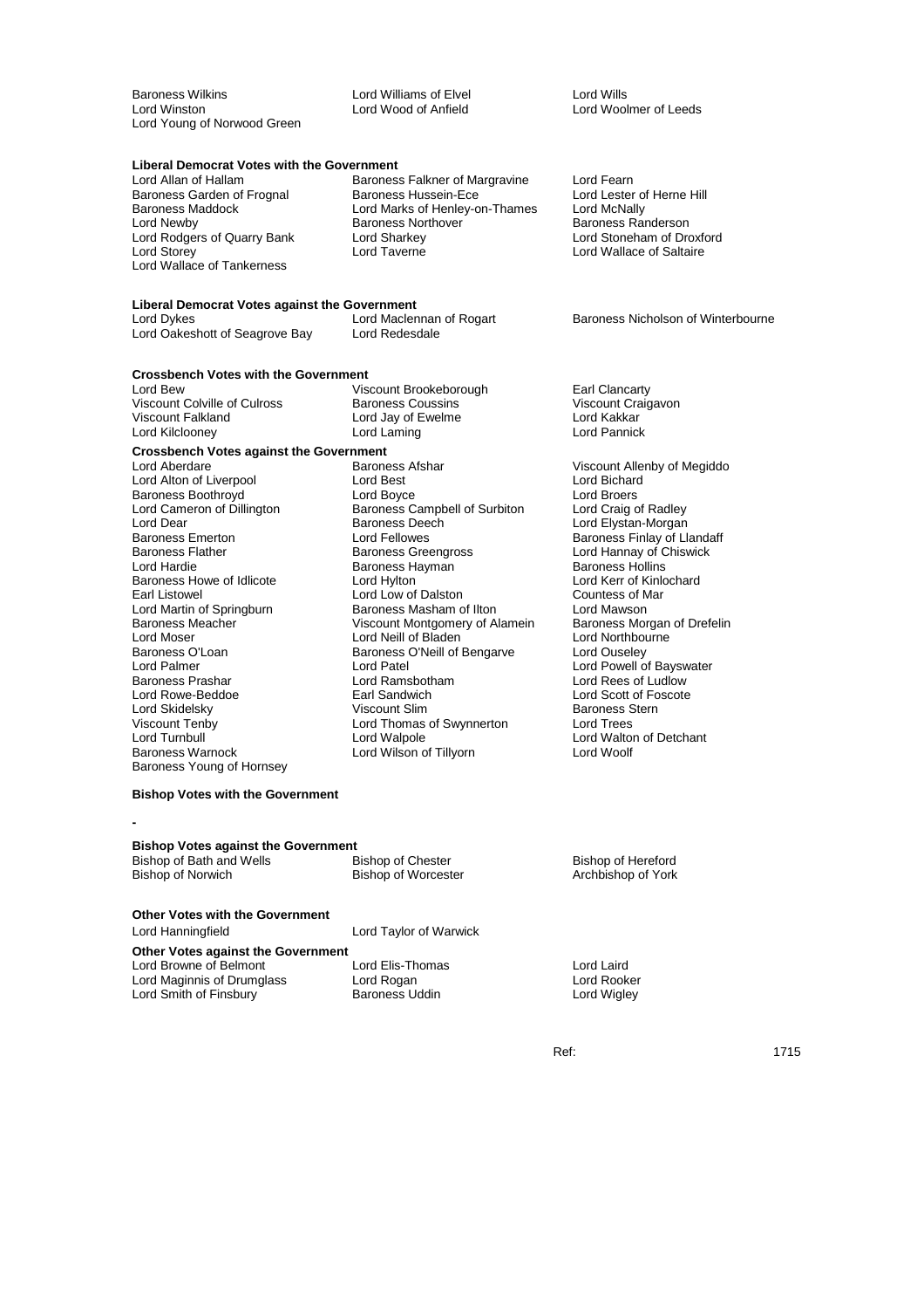Baroness Wilkins
Lord Williams of Elvel
Lord Wills
Lord Winston
Lord Wood of Anfield
Lord Woolmer of Leeds
Lord Young of Norwood Green

**Liberal Democrat Votes with the Government**

Lord Allan of Hallam
Baroness Falkner of Margravine
Lord Fearn
Baroness Garden of Frognal
Baroness Hussein-Ece
Lord Lester of Herne Hill
Baroness Maddock
Lord Marks of Henley-on-Thames
Lord McNally
Lord Newby
Baroness Northover
Baroness Randerson
Lord Rodgers of Quarry Bank
Lord Sharkey
Lord Stoneham of Droxford
Lord Storey
Lord Taverne
Lord Wallace of Saltaire
Lord Wallace of Tankerness

**Liberal Democrat Votes against the Government**

Lord Dykes
Lord Maclennan of Rogart
Baroness Nicholson of Winterbourne
Lord Oakeshott of Seagrove Bay
Lord Redesdale

**Crossbench Votes with the Government**

Lord Bew
Viscount Brookeborough
Earl Clancarty
Viscount Colville of Culross
Baroness Coussins
Viscount Craigavon
Viscount Falkland
Lord Jay of Ewelme
Lord Kakkar
Lord Kilclooney
Lord Laming
Lord Pannick

**Crossbench Votes against the Government**

Lord Aberdare
Baroness Afshar
Viscount Allenby of Megiddo
Lord Alton of Liverpool
Lord Best
Lord Bichard
Baroness Boothroyd
Lord Boyce
Lord Broers
Lord Cameron of Dillington
Baroness Campbell of Surbiton
Lord Craig of Radley
Lord Dear
Baroness Deech
Lord Elystan-Morgan
Baroness Emerton
Lord Fellowes
Baroness Finlay of Llandaff
Baroness Flather
Baroness Greengross
Lord Hannay of Chiswick
Lord Hardie
Baroness Hayman
Baroness Hollins
Baroness Howe of Idlicote
Lord Hylton
Lord Kerr of Kinlochard
Earl Listowel
Lord Low of Dalston
Countess of Mar
Lord Martin of Springburn
Baroness Masham of Ilton
Lord Mawson
Baroness Meacher
Viscount Montgomery of Alamein
Baroness Morgan of Drefelin
Lord Moser
Lord Neill of Bladen
Lord Northbourne
Baroness O'Loan
Baroness O'Neill of Bengarve
Lord Ouseley
Lord Palmer
Lord Patel
Lord Powell of Bayswater
Baroness Prashar
Lord Ramsbotham
Lord Rees of Ludlow
Lord Rowe-Beddoe
Earl Sandwich
Lord Scott of Foscote
Lord Skidelsky
Viscount Slim
Baroness Stern
Viscount Tenby
Lord Thomas of Swynnerton
Lord Trees
Lord Turnbull
Lord Walpole
Lord Walton of Detchant
Baroness Warnock
Lord Wilson of Tillyorn
Lord Woolf
Baroness Young of Hornsey

**Bishop Votes with the Government**

-

**Bishop Votes against the Government**

Bishop of Bath and Wells
Bishop of Chester
Bishop of Hereford
Bishop of Norwich
Bishop of Worcester
Archbishop of York

**Other Votes with the Government**

Lord Hanningfield
Lord Taylor of Warwick

**Other Votes against the Government**

Lord Browne of Belmont
Lord Elis-Thomas
Lord Laird
Lord Maginnis of Drumglass
Lord Rogan
Lord Rooker
Lord Smith of Finsbury
Baroness Uddin
Lord Wigley

Ref: 1715